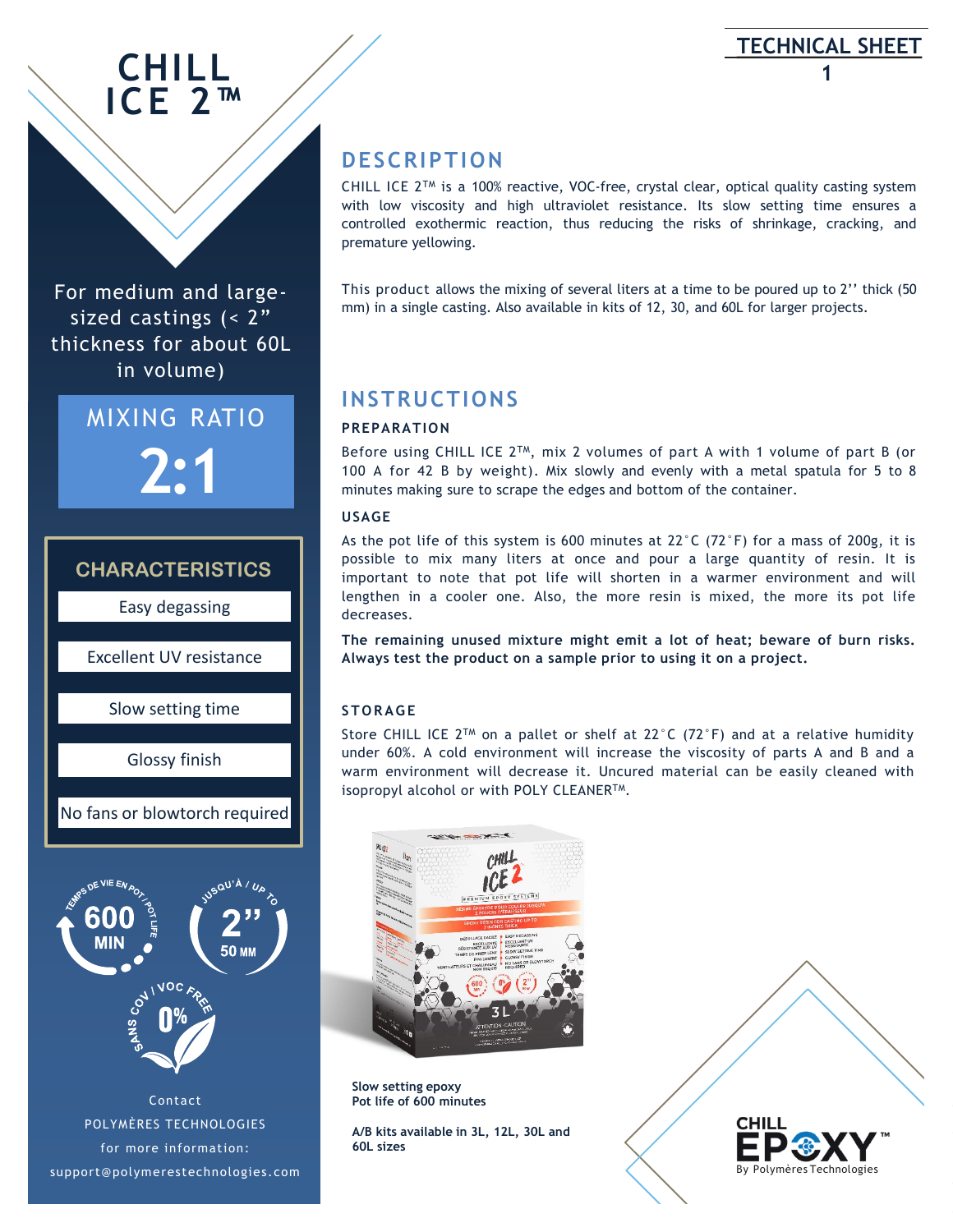# CHILL ICE 2™

## TECHNICAL SHEET

For medium and large-sized castings (< 2" thickness for about 60L in volume)

**MIXING RATIO**

**2:1**

### CHARACTERISTICS

- Easy degassing
- Excellent UV resistance
- Slow setting time
- Glossy finish
- No fans or blowtorch required

TEMPS DE VIE EN POT / POT LIFE **600 MIN**

JUSQU'À / UP TO **2"** 50 MM

SANS COV / VOC FREE **0%**

Contact POLYMÈRES TECHNOLOGIES for more information: support@polymerestechnologies.com

## DESCRIPTION

CHILL ICE 2™ is a 100% reactive, VOC-free, crystal clear, optical quality casting system with low viscosity and high ultraviolet resistance. Its slow setting time ensures a controlled exothermic reaction, thus reducing the risks of shrinkage, cracking, and premature yellowing.

This product allows the mixing of several liters at a time to be poured up to 2'' thick (50 mm) in a single casting. Also available in kits of 12, 30, and 60L for larger projects.

## INSTRUCTIONS

### PREPARATION

Before using CHILL ICE 2™, mix 2 volumes of part A with 1 volume of part B (or 100 A for 42 B by weight). Mix slowly and evenly with a metal spatula for 5 to 8 minutes making sure to scrape the edges and bottom of the container.

### USAGE

As the pot life of this system is 600 minutes at 22°C (72°F) for a mass of 200g, it is possible to mix many liters at once and pour a large quantity of resin. It is important to note that pot life will shorten in a warmer environment and will lengthen in a cooler one. Also, the more resin is mixed, the more its pot life decreases.

**The remaining unused mixture might emit a lot of heat; beware of burn risks. Always test the product on a sample prior to using it on a project.**

### STORAGE

Store CHILL ICE 2™ on a pallet or shelf at 22°C (72°F) and at a relative humidity under 60%. A cold environment will increase the viscosity of parts A and B and a warm environment will decrease it. Uncured material can be easily cleaned with isopropyl alcohol or with POLY CLEANER™.

**Slow setting epoxy**
**Pot life of 600 minutes**

**A/B kits available in 3L, 12L, 30L and 60L sizes**

CHILL EPOXY™ By Polymères Technologies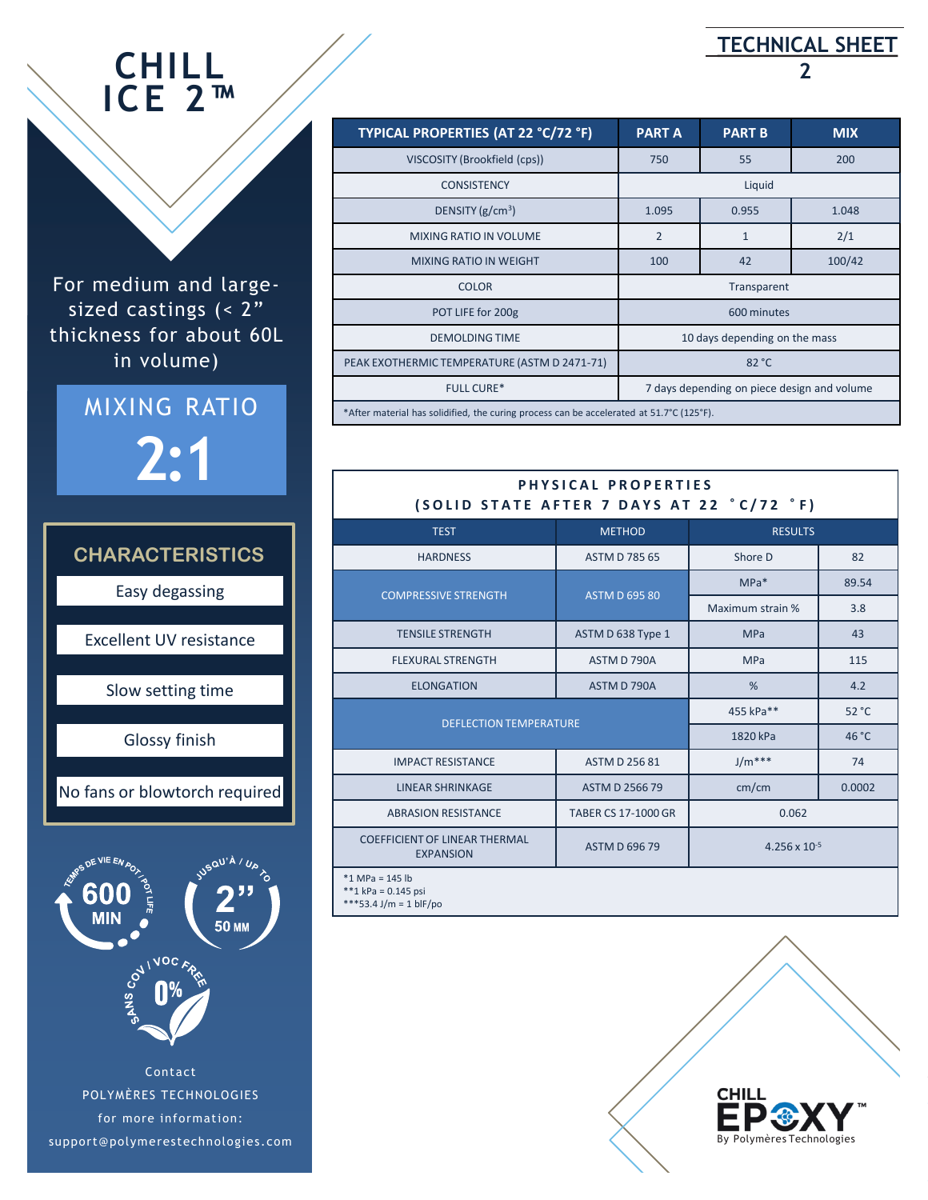# CHILL ICE 2™

## TECHNICAL SHEET 2

For medium and large-sized castings (< 2" thickness for about 60L in volume)

**MIXING RATIO**

**2:1**

### CHARACTERISTICS

- Easy degassing
- Excellent UV resistance
- Slow setting time
- Glossy finish
- No fans or blowtorch required

TEMPS DE VIE EN POT / POT LIFE **600 MIN**

JUSQU'À / UP TO **2"** 50 MM

SANS COV / VOC FREE **0%**

Contact POLYMÈRES TECHNOLOGIES for more information: support@polymerestechnologies.com

| TYPICAL PROPERTIES (AT 22 °C/72 °F) | PART A | PART B | MIX |
|---|---|---|---|
| VISCOSITY (Brookfield (cps)) | 750 | 55 | 200 |
| CONSISTENCY | Liquid | | |
| DENSITY (g/cm³) | 1.095 | 0.955 | 1.048 |
| MIXING RATIO IN VOLUME | 2 | 1 | 2/1 |
| MIXING RATIO IN WEIGHT | 100 | 42 | 100/42 |
| COLOR | Transparent | | |
| POT LIFE for 200g | 600 minutes | | |
| DEMOLDING TIME | 10 days depending on the mass | | |
| PEAK EXOTHERMIC TEMPERATURE (ASTM D 2471-71) | 82 °C | | |
| FULL CURE* | 7 days depending on piece design and volume | | |

*After material has solidified, the curing process can be accelerated at 51.7°C (125°F).

**PHYSICAL PROPERTIES (SOLID STATE AFTER 7 DAYS AT 22 °C/72 °F)**

| TEST | METHOD | RESULTS | |
|---|---|---|---|
| HARDNESS | ASTM D 785 65 | Shore D | 82 |
| COMPRESSIVE STRENGTH | ASTM D 695 80 | MPa* | 89.54 |
| | | Maximum strain % | 3.8 |
| TENSILE STRENGTH | ASTM D 638 Type 1 | MPa | 43 |
| FLEXURAL STRENGTH | ASTM D 790A | MPa | 115 |
| ELONGATION | ASTM D 790A | % | 4.2 |
| DEFLECTION TEMPERATURE | | 455 kPa** | 52 °C |
| | | 1820 kPa | 46 °C |
| IMPACT RESISTANCE | ASTM D 256 81 | J/m*** | 74 |
| LINEAR SHRINKAGE | ASTM D 2566 79 | cm/cm | 0.0002 |
| ABRASION RESISTANCE | TABER CS 17-1000 GR | 0.062 | |
| COEFFICIENT OF LINEAR THERMAL EXPANSION | ASTM D 696 79 | $4.256 \times 10^{-5}$ | |

*1 MPa = 145 lb
**1 kPa = 0.145 psi
***53.4 J/m = 1 blF/po

CHILL EPOXY™ By Polymères Technologies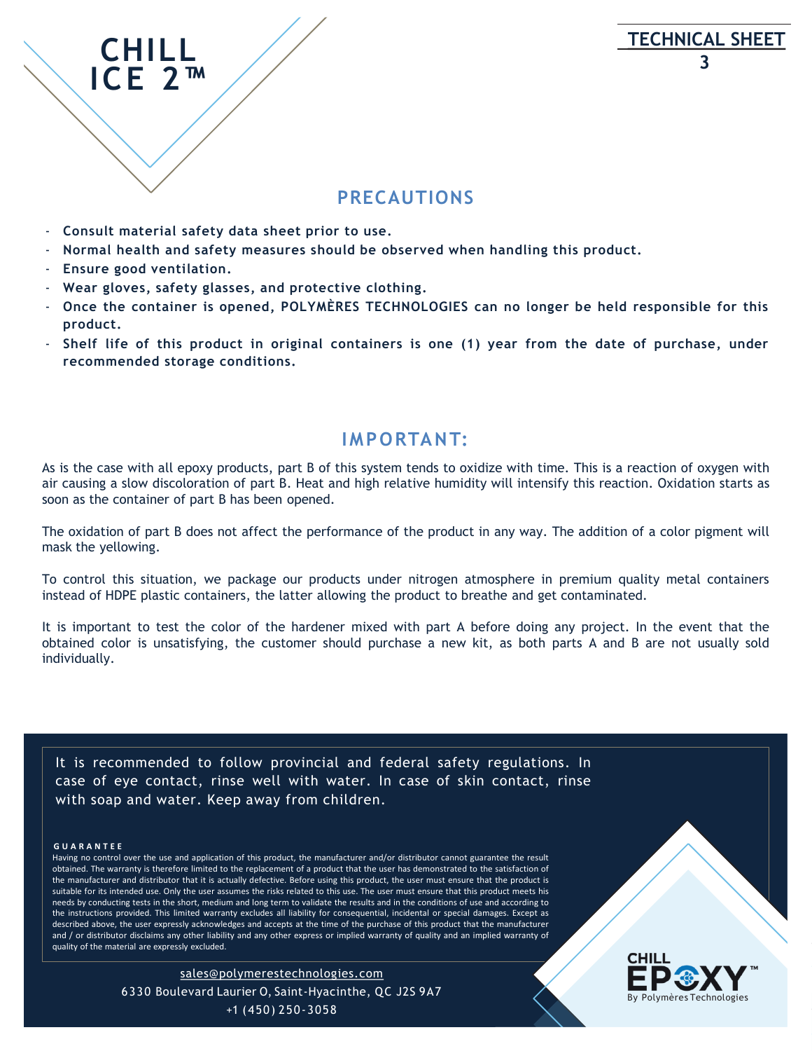# CHILL ICE 2™

**TECHNICAL SHEET**

## PRECAUTIONS

- **Consult material safety data sheet prior to use.**
- **Normal health and safety measures should be observed when handling this product.**
- **Ensure good ventilation.**
- **Wear gloves, safety glasses, and protective clothing.**
- **Once the container is opened, POLYMÈRES TECHNOLOGIES can no longer be held responsible for this product.**
- **Shelf life of this product in original containers is one (1) year from the date of purchase, under recommended storage conditions.**

## IMPORTANT:

As is the case with all epoxy products, part B of this system tends to oxidize with time. This is a reaction of oxygen with air causing a slow discoloration of part B. Heat and high relative humidity will intensify this reaction. Oxidation starts as soon as the container of part B has been opened.

The oxidation of part B does not affect the performance of the product in any way. The addition of a color pigment will mask the yellowing.

To control this situation, we package our products under nitrogen atmosphere in premium quality metal containers instead of HDPE plastic containers, the latter allowing the product to breathe and get contaminated.

It is important to test the color of the hardener mixed with part A before doing any project. In the event that the obtained color is unsatisfying, the customer should purchase a new kit, as both parts A and B are not usually sold individually.

It is recommended to follow provincial and federal safety regulations. In case of eye contact, rinse well with water. In case of skin contact, rinse with soap and water. Keep away from children.

**GUARANTEE**

Having no control over the use and application of this product, the manufacturer and/or distributor cannot guarantee the result obtained. The warranty is therefore limited to the replacement of a product that the user has demonstrated to the satisfaction of the manufacturer and distributor that it is actually defective. Before using this product, the user must ensure that the product is suitable for its intended use. Only the user assumes the risks related to this use. The user must ensure that this product meets his needs by conducting tests in the short, medium and long term to validate the results and in the conditions of use and according to the instructions provided. This limited warranty excludes all liability for consequential, incidental or special damages. Except as described above, the user expressly acknowledges and accepts at the time of the purchase of this product that the manufacturer and / or distributor disclaims any other liability and any other express or implied warranty of quality and an implied warranty of quality of the material are expressly excluded.

sales@polymerestechnologies.com
6330 Boulevard Laurier O, Saint-Hyacinthe, QC J2S 9A7
+1 (450) 250-3058

CHILL EPOXY™
By Polymères Technologies